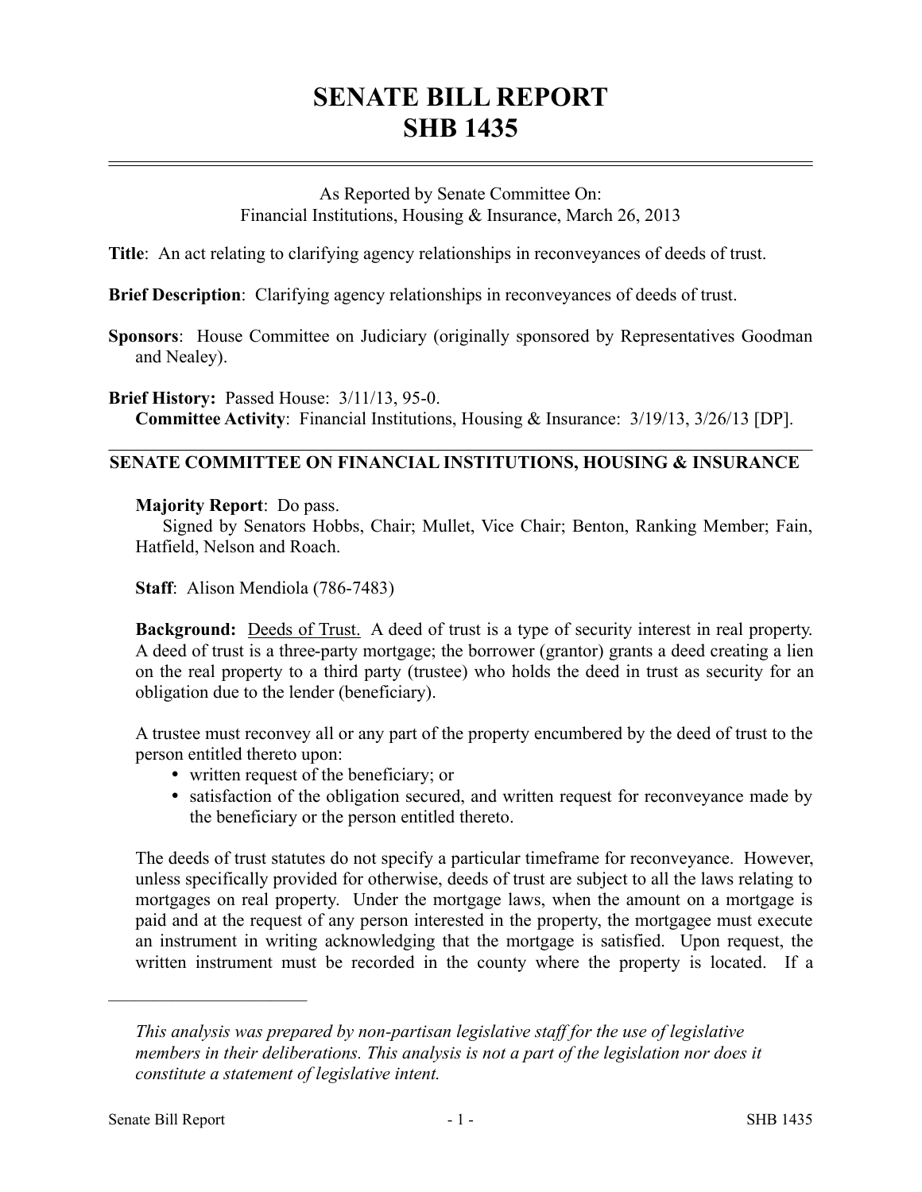# SENATE BILL REPORT
# SHB 1435

As Reported by Senate Committee On:
Financial Institutions, Housing & Insurance, March 26, 2013

**Title**: An act relating to clarifying agency relationships in reconveyances of deeds of trust.

**Brief Description**: Clarifying agency relationships in reconveyances of deeds of trust.

**Sponsors**: House Committee on Judiciary (originally sponsored by Representatives Goodman and Nealey).

**Brief History:** Passed House: 3/11/13, 95-0.
**Committee Activity**: Financial Institutions, Housing & Insurance: 3/19/13, 3/26/13 [DP].

## SENATE COMMITTEE ON FINANCIAL INSTITUTIONS, HOUSING & INSURANCE

**Majority Report**: Do pass.
Signed by Senators Hobbs, Chair; Mullet, Vice Chair; Benton, Ranking Member; Fain, Hatfield, Nelson and Roach.

**Staff**: Alison Mendiola (786-7483)

**Background:** Deeds of Trust. A deed of trust is a type of security interest in real property. A deed of trust is a three-party mortgage; the borrower (grantor) grants a deed creating a lien on the real property to a third party (trustee) who holds the deed in trust as security for an obligation due to the lender (beneficiary).

A trustee must reconvey all or any part of the property encumbered by the deed of trust to the person entitled thereto upon:

- written request of the beneficiary; or
- satisfaction of the obligation secured, and written request for reconveyance made by the beneficiary or the person entitled thereto.

The deeds of trust statutes do not specify a particular timeframe for reconveyance. However, unless specifically provided for otherwise, deeds of trust are subject to all the laws relating to mortgages on real property. Under the mortgage laws, when the amount on a mortgage is paid and at the request of any person interested in the property, the mortgagee must execute an instrument in writing acknowledging that the mortgage is satisfied. Upon request, the written instrument must be recorded in the county where the property is located. If a

---

*This analysis was prepared by non-partisan legislative staff for the use of legislative members in their deliberations. This analysis is not a part of the legislation nor does it constitute a statement of legislative intent.*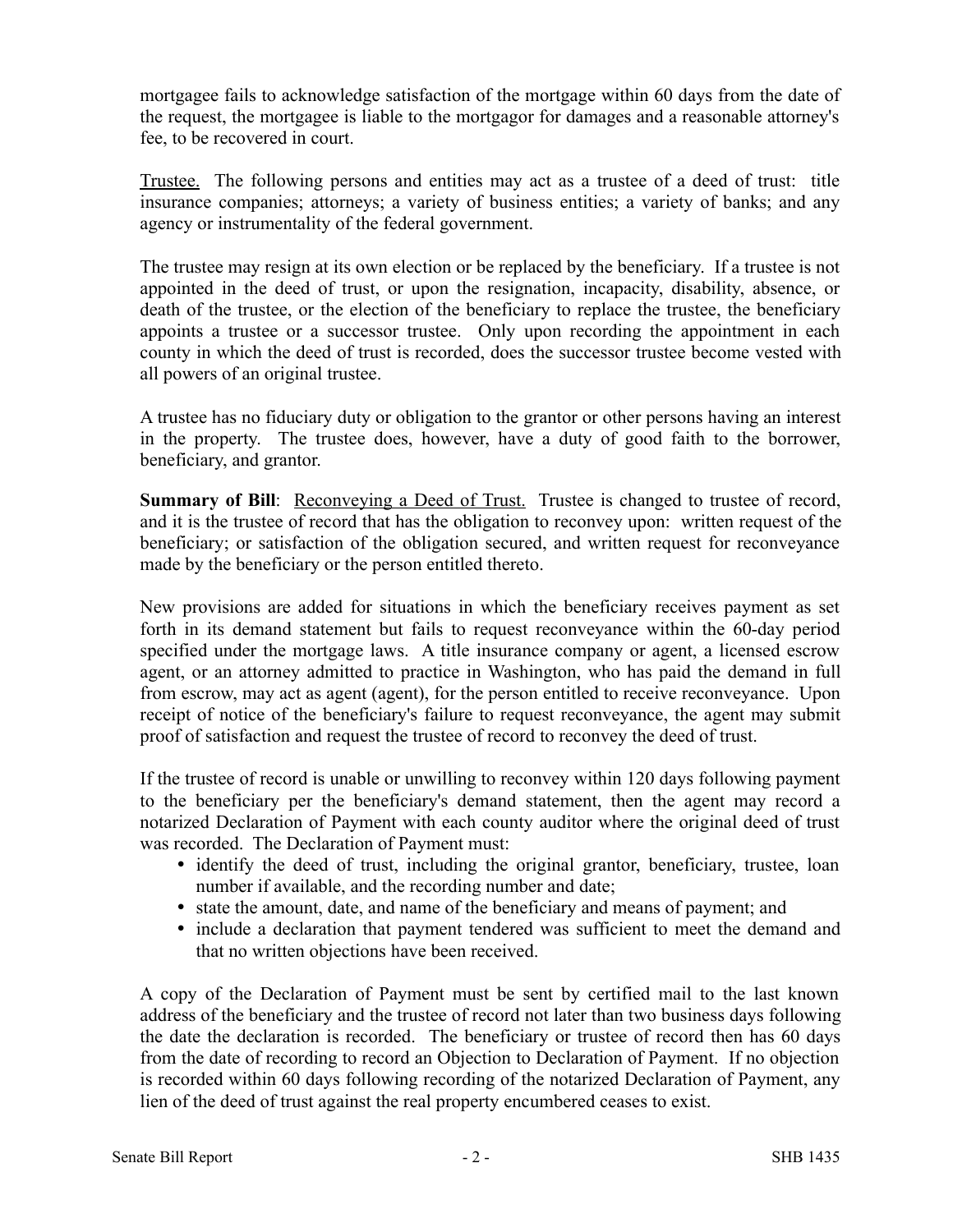mortgagee fails to acknowledge satisfaction of the mortgage within 60 days from the date of the request, the mortgagee is liable to the mortgagor for damages and a reasonable attorney's fee, to be recovered in court.

Trustee. The following persons and entities may act as a trustee of a deed of trust: title insurance companies; attorneys; a variety of business entities; a variety of banks; and any agency or instrumentality of the federal government.

The trustee may resign at its own election or be replaced by the beneficiary. If a trustee is not appointed in the deed of trust, or upon the resignation, incapacity, disability, absence, or death of the trustee, or the election of the beneficiary to replace the trustee, the beneficiary appoints a trustee or a successor trustee. Only upon recording the appointment in each county in which the deed of trust is recorded, does the successor trustee become vested with all powers of an original trustee.

A trustee has no fiduciary duty or obligation to the grantor or other persons having an interest in the property. The trustee does, however, have a duty of good faith to the borrower, beneficiary, and grantor.

**Summary of Bill**: Reconveying a Deed of Trust. Trustee is changed to trustee of record, and it is the trustee of record that has the obligation to reconvey upon: written request of the beneficiary; or satisfaction of the obligation secured, and written request for reconveyance made by the beneficiary or the person entitled thereto.

New provisions are added for situations in which the beneficiary receives payment as set forth in its demand statement but fails to request reconveyance within the 60-day period specified under the mortgage laws. A title insurance company or agent, a licensed escrow agent, or an attorney admitted to practice in Washington, who has paid the demand in full from escrow, may act as agent (agent), for the person entitled to receive reconveyance. Upon receipt of notice of the beneficiary's failure to request reconveyance, the agent may submit proof of satisfaction and request the trustee of record to reconvey the deed of trust.

If the trustee of record is unable or unwilling to reconvey within 120 days following payment to the beneficiary per the beneficiary's demand statement, then the agent may record a notarized Declaration of Payment with each county auditor where the original deed of trust was recorded. The Declaration of Payment must:

- identify the deed of trust, including the original grantor, beneficiary, trustee, loan number if available, and the recording number and date;
- state the amount, date, and name of the beneficiary and means of payment; and
- include a declaration that payment tendered was sufficient to meet the demand and that no written objections have been received.

A copy of the Declaration of Payment must be sent by certified mail to the last known address of the beneficiary and the trustee of record not later than two business days following the date the declaration is recorded. The beneficiary or trustee of record then has 60 days from the date of recording to record an Objection to Declaration of Payment. If no objection is recorded within 60 days following recording of the notarized Declaration of Payment, any lien of the deed of trust against the real property encumbered ceases to exist.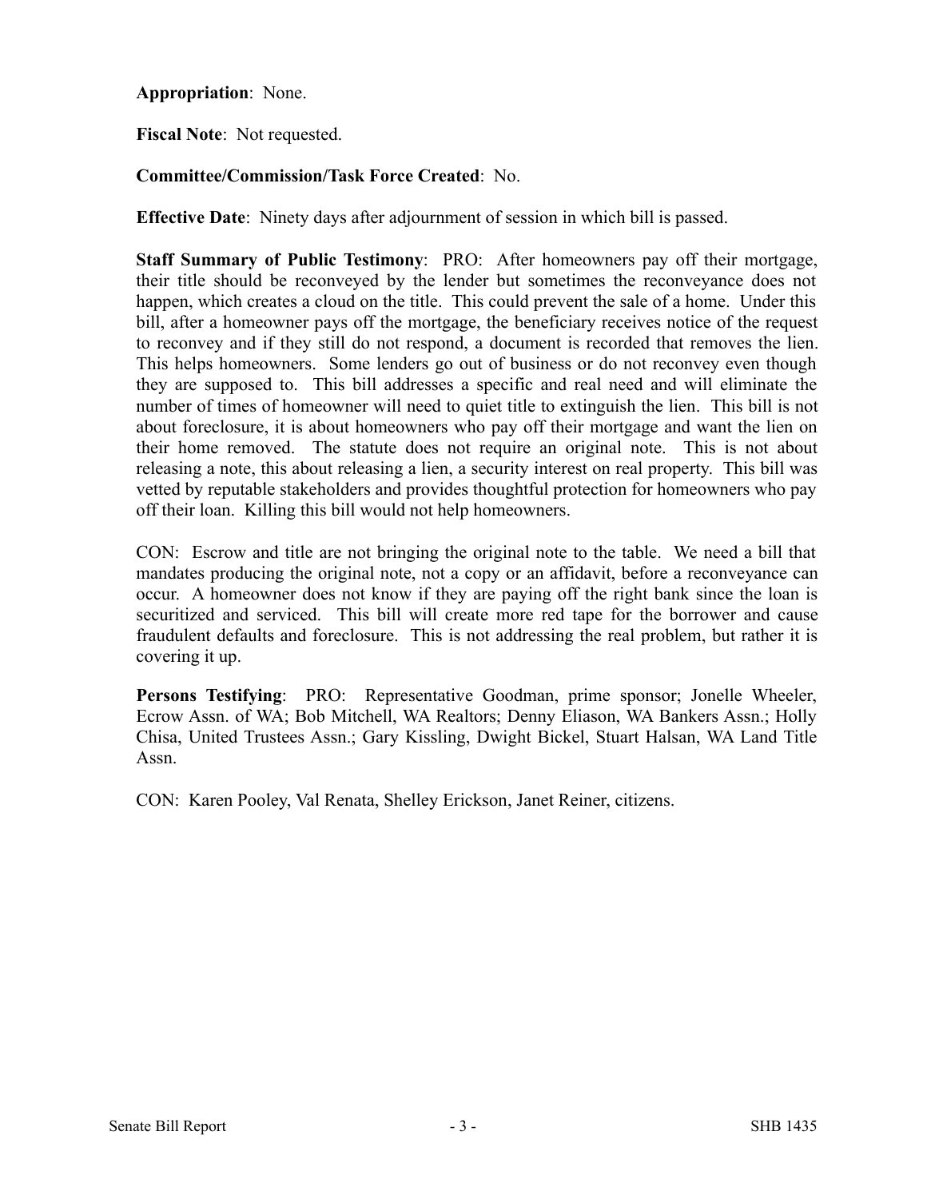**Appropriation**: None.

**Fiscal Note**: Not requested.

**Committee/Commission/Task Force Created**: No.

**Effective Date**: Ninety days after adjournment of session in which bill is passed.

**Staff Summary of Public Testimony**: PRO: After homeowners pay off their mortgage, their title should be reconveyed by the lender but sometimes the reconveyance does not happen, which creates a cloud on the title. This could prevent the sale of a home. Under this bill, after a homeowner pays off the mortgage, the beneficiary receives notice of the request to reconvey and if they still do not respond, a document is recorded that removes the lien. This helps homeowners. Some lenders go out of business or do not reconvey even though they are supposed to. This bill addresses a specific and real need and will eliminate the number of times of homeowner will need to quiet title to extinguish the lien. This bill is not about foreclosure, it is about homeowners who pay off their mortgage and want the lien on their home removed. The statute does not require an original note. This is not about releasing a note, this about releasing a lien, a security interest on real property. This bill was vetted by reputable stakeholders and provides thoughtful protection for homeowners who pay off their loan. Killing this bill would not help homeowners.

CON: Escrow and title are not bringing the original note to the table. We need a bill that mandates producing the original note, not a copy or an affidavit, before a reconveyance can occur. A homeowner does not know if they are paying off the right bank since the loan is securitized and serviced. This bill will create more red tape for the borrower and cause fraudulent defaults and foreclosure. This is not addressing the real problem, but rather it is covering it up.

**Persons Testifying**: PRO: Representative Goodman, prime sponsor; Jonelle Wheeler, Ecrow Assn. of WA; Bob Mitchell, WA Realtors; Denny Eliason, WA Bankers Assn.; Holly Chisa, United Trustees Assn.; Gary Kissling, Dwight Bickel, Stuart Halsan, WA Land Title Assn.

CON: Karen Pooley, Val Renata, Shelley Erickson, Janet Reiner, citizens.